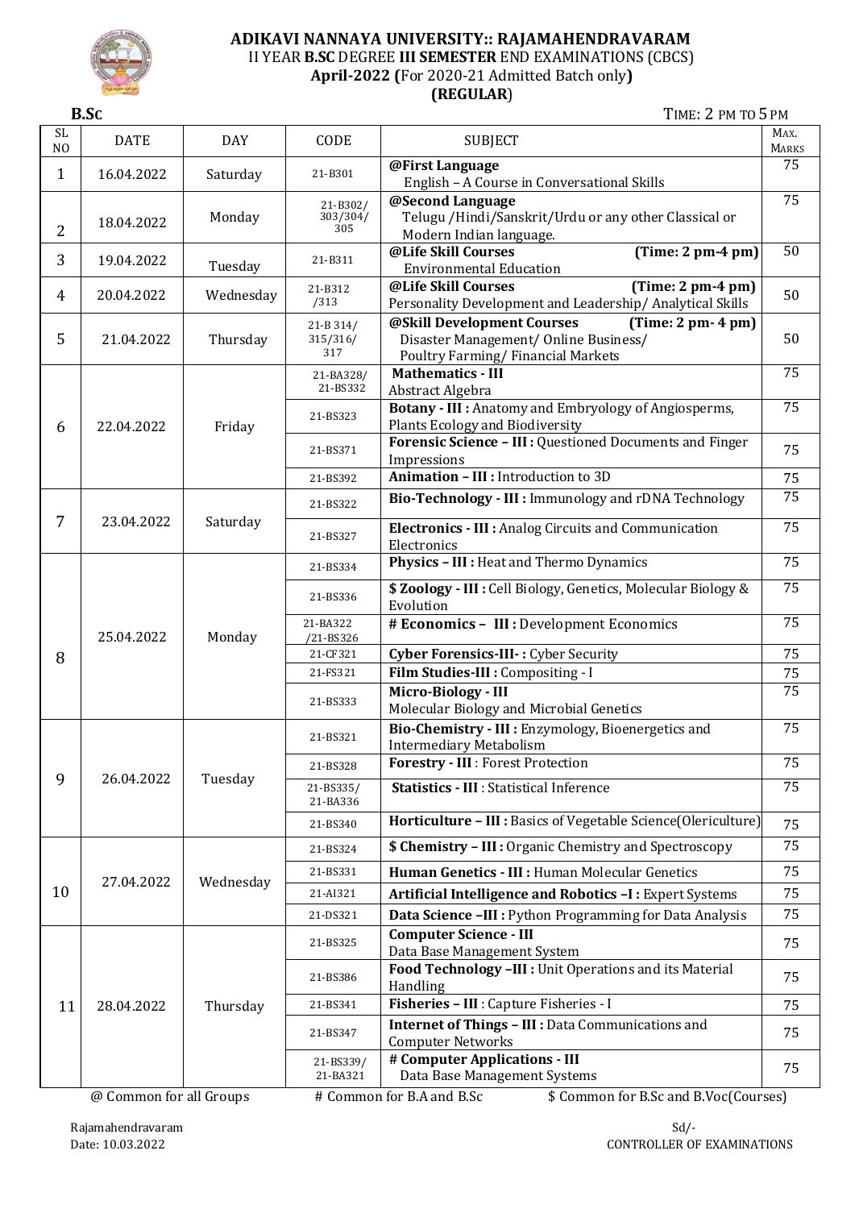# ADIKAVI NANNAYA UNIVERSITY:: RAJAMAHENDRAVARAM

II YEAR **B.SC** DEGREE **III SEMESTER** END EXAMINATIONS (CBCS)

**April-2022 (**For 2020-21 Admitted Batch only**)**

**(REGULAR)**

**B.SC** TIME: 2 PM TO 5 PM

| SL NO | DATE | DAY | CODE | SUBJECT | MAX. MARKS |
|---|---|---|---|---|---|
| 1 | 16.04.2022 | Saturday | 21-B301 | **@First Language** English – A Course in Conversational Skills | 75 |
| 2 | 18.04.2022 | Monday | 21-B302/ 303/304/ 305 | **@Second Language** Telugu /Hindi/Sanskrit/Urdu or any other Classical or Modern Indian language. | 75 |
| 3 | 19.04.2022 | Tuesday | 21-B311 | **@Life Skill Courses (Time: 2 pm-4 pm)** Environmental Education | 50 |
| 4 | 20.04.2022 | Wednesday | 21-B312 /313 | **@Life Skill Courses (Time: 2 pm-4 pm)** Personality Development and Leadership/ Analytical Skills | 50 |
| 5 | 21.04.2022 | Thursday | 21-B 314/ 315/316/ 317 | **@Skill Development Courses (Time: 2 pm- 4 pm)** Disaster Management/ Online Business/ Poultry Farming/ Financial Markets | 50 |
| 6 | 22.04.2022 | Friday | 21-BA328/ 21-BS332 | **Mathematics - III** Abstract Algebra | 75 |
| | | | 21-BS323 | **Botany - III :** Anatomy and Embryology of Angiosperms, Plants Ecology and Biodiversity | 75 |
| | | | 21-BS371 | **Forensic Science – III :** Questioned Documents and Finger Impressions | 75 |
| | | | 21-BS392 | **Animation – III :** Introduction to 3D | 75 |
| 7 | 23.04.2022 | Saturday | 21-BS322 | **Bio-Technology - III :** Immunology and rDNA Technology | 75 |
| | | | 21-BS327 | **Electronics - III :** Analog Circuits and Communication Electronics | 75 |
| 8 | 25.04.2022 | Monday | 21-BS334 | **Physics – III :** Heat and Thermo Dynamics | 75 |
| | | | 21-BS336 | **$ Zoology - III :** Cell Biology, Genetics, Molecular Biology & Evolution | 75 |
| | | | 21-BA322 /21-BS326 | **# Economics – III :** Development Economics | 75 |
| | | | 21-CF321 | **Cyber Forensics-III- :** Cyber Security | 75 |
| | | | 21-FS321 | **Film Studies-III :** Compositing - I | 75 |
| | | | 21-BS333 | **Micro-Biology - III** Molecular Biology and Microbial Genetics | 75 |
| 9 | 26.04.2022 | Tuesday | 21-BS321 | **Bio-Chemistry - III :** Enzymology, Bioenergetics and Intermediary Metabolism | 75 |
| | | | 21-BS328 | **Forestry - III** : Forest Protection | 75 |
| | | | 21-BS335/ 21-BA336 | **Statistics - III** : Statistical Inference | 75 |
| | | | 21-BS340 | **Horticulture – III :** Basics of Vegetable Science(Olericulture) | 75 |
| 10 | 27.04.2022 | Wednesday | 21-BS324 | **$ Chemistry – III :** Organic Chemistry and Spectroscopy | 75 |
| | | | 21-BS331 | **Human Genetics - III :** Human Molecular Genetics | 75 |
| | | | 21-AI321 | **Artificial Intelligence and Robotics –I :** Expert Systems | 75 |
| | | | 21-DS321 | **Data Science –III :** Python Programming for Data Analysis | 75 |
| 11 | 28.04.2022 | Thursday | 21-BS325 | **Computer Science - III** Data Base Management System | 75 |
| | | | 21-BS386 | **Food Technology –III :** Unit Operations and its Material Handling | 75 |
| | | | 21-BS341 | **Fisheries – III** : Capture Fisheries - I | 75 |
| | | | 21-BS347 | **Internet of Things – III :** Data Communications and Computer Networks | 75 |
| | | | 21-BS339/ 21-BA321 | **# Computer Applications - III** Data Base Management Systems | 75 |

@ Common for all Groups # Common for B.A and B.Sc $ Common for B.Sc and B.Voc(Courses)

Rajamahendravaram
Date: 10.03.2022

Sd/-
CONTROLLER OF EXAMINATIONS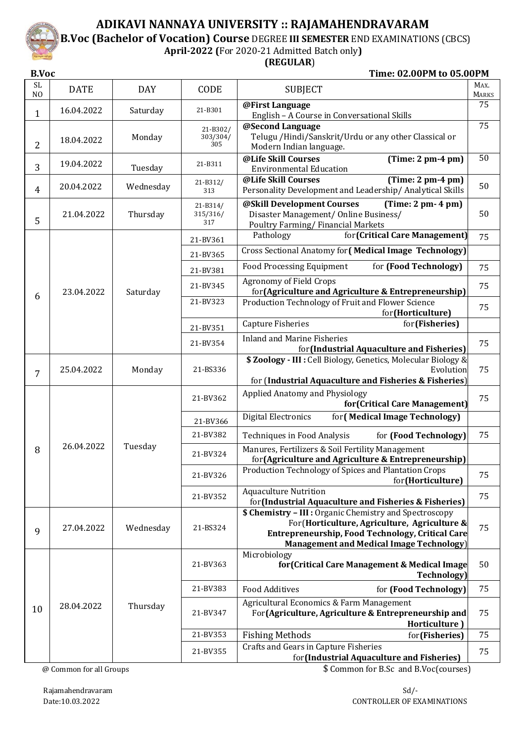# ADIKAVI NANNAYA UNIVERSITY :: RAJAMAHENDRAVARAM

**B.Voc (Bachelor of Vocation) Course** DEGREE **III SEMESTER** END EXAMINATIONS (CBCS)

**April-2022 (**For 2020-21 Admitted Batch only**)**

**(REGULAR)**

**B.Voc** **Time: 02.00PM to 05.00PM**

| SL NO | DATE | DAY | CODE | SUBJECT | MAX. MARKS |
|---|---|---|---|---|---|
| 1 | 16.04.2022 | Saturday | 21-B301 | **@First Language** English – A Course in Conversational Skills | 75 |
| 2 | 18.04.2022 | Monday | 21-B302/ 303/304/ 305 | **@Second Language** Telugu /Hindi/Sanskrit/Urdu or any other Classical or Modern Indian language. | 75 |
| 3 | 19.04.2022 | Tuesday | 21-B311 | **@Life Skill Courses** **(Time: 2 pm-4 pm)** Environmental Education | 50 |
| 4 | 20.04.2022 | Wednesday | 21-B312/ 313 | **@Life Skill Courses** **(Time: 2 pm-4 pm)** Personality Development and Leadership/ Analytical Skills | 50 |
| 5 | 21.04.2022 | Thursday | 21-B314/ 315/316/ 317 | **@Skill Development Courses** **(Time: 2 pm- 4 pm)** Disaster Management/ Online Business/ Poultry Farming/ Financial Markets | 50 |
| 6 | 23.04.2022 | Saturday | 21-BV361 | Pathology for **(Critical Care Management)** | 75 |
| | | | 21-BV365 | Cross Sectional Anatomy for **( Medical Image Technology)** | |
| | | | 21-BV381 | Food Processing Equipment for **(Food Technology)** | 75 |
| | | | 21-BV345 | Agronomy of Field Crops for **(Agriculture and Agriculture & Entrepreneurship)** | 75 |
| | | | 21-BV323 | Production Technology of Fruit and Flower Science for **(Horticulture)** | 75 |
| | | | 21-BV351 | Capture Fisheries for **(Fisheries)** | |
| | | | 21-BV354 | Inland and Marine Fisheries for **(Industrial Aquaculture and Fisheries)** | 75 |
| 7 | 25.04.2022 | Monday | 21-BS336 | **$ Zoology - III :** Cell Biology, Genetics, Molecular Biology & Evolution for (**Industrial Aquaculture and Fisheries & Fisheries**) | 75 |
| 8 | 26.04.2022 | Tuesday | 21-BV362 | Applied Anatomy and Physiology **for(Critical Care Management)** | 75 |
| | | | 21-BV366 | Digital Electronics for **( Medical Image Technology)** | |
| | | | 21-BV382 | Techniques in Food Analysis for **(Food Technology)** | 75 |
| | | | 21-BV324 | Manures, Fertilizers & Soil Fertility Management for **(Agriculture and Agriculture & Entrepreneurship)** | |
| | | | 21-BV326 | Production Technology of Spices and Plantation Crops for **(Horticulture)** | 75 |
| | | | 21-BV352 | Aquaculture Nutrition for **(Industrial Aquaculture and Fisheries & Fisheries)** | 75 |
| 9 | 27.04.2022 | Wednesday | 21-BS324 | **$ Chemistry – III :** Organic Chemistry and Spectroscopy For(**Horticulture, Agriculture, Agriculture & Entrepreneurship, Food Technology, Critical Care Management and Medical Image Technology**) | 75 |
| 10 | 28.04.2022 | Thursday | 21-BV363 | Microbiology **for(Critical Care Management & Medical Image Technology)** | 50 |
| | | | 21-BV383 | Food Additives for **(Food Technology)** | 75 |
| | | | 21-BV347 | Agricultural Economics & Farm Management For**(Agriculture, Agriculture & Entrepreneurship and Horticulture )** | 75 |
| | | | 21-BV353 | Fishing Methods for **(Fisheries)** | 75 |
| | | | 21-BV355 | Crafts and Gears in Capture Fisheries for **(Industrial Aquaculture and Fisheries)** | 75 |

@ Common for all Groups

$ Common for B.Sc and B.Voc(courses)

Rajamahendravaram
Date:10.03.2022

Sd/-
CONTROLLER OF EXAMINATIONS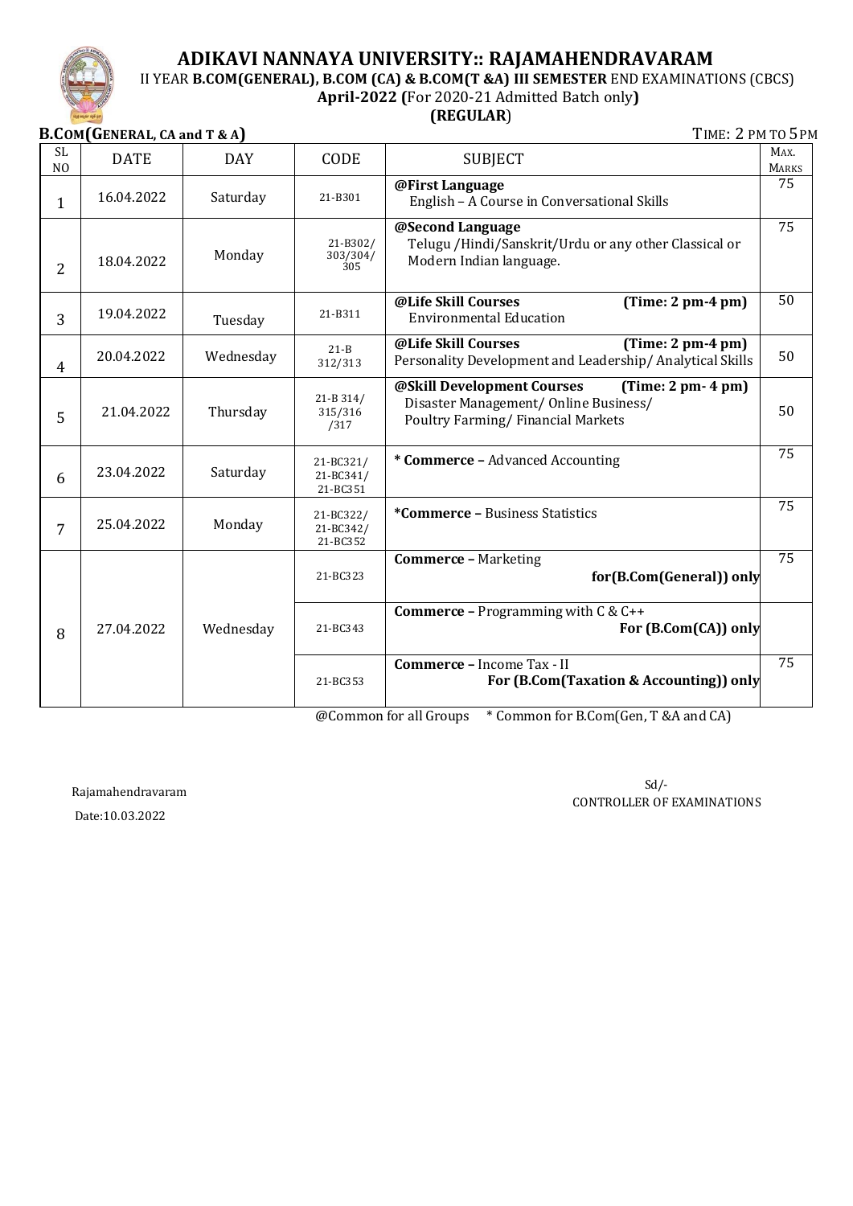# ADIKAVI NANNAYA UNIVERSITY:: RAJAMAHENDRAVARAM

II YEAR **B.COM(GENERAL), B.COM (CA) & B.COM(T &A) III SEMESTER** END EXAMINATIONS (CBCS)

**April-2022 (**For 2020-21 Admitted Batch only**)**

**(REGULAR**)

**B.COM(GENERAL, CA and T & A)** TIME: 2 PM TO 5 PM

| SL NO | DATE | DAY | CODE | SUBJECT | MAX. MARKS |
|---|---|---|---|---|---|
| 1 | 16.04.2022 | Saturday | 21-B301 | **@First Language** English – A Course in Conversational Skills | 75 |
| 2 | 18.04.2022 | Monday | 21-B302/ 303/304/ 305 | **@Second Language** Telugu /Hindi/Sanskrit/Urdu or any other Classical or Modern Indian language. | 75 |
| 3 | 19.04.2022 | Tuesday | 21-B311 | **@Life Skill Courses** **(Time: 2 pm-4 pm)** Environmental Education | 50 |
| 4 | 20.04.2022 | Wednesday | 21-B 312/313 | **@Life Skill Courses** **(Time: 2 pm-4 pm)** Personality Development and Leadership/ Analytical Skills | 50 |
| 5 | 21.04.2022 | Thursday | 21-B 314/ 315/316 /317 | **@Skill Development Courses** **(Time: 2 pm- 4 pm)** Disaster Management/ Online Business/ Poultry Farming/ Financial Markets | 50 |
| 6 | 23.04.2022 | Saturday | 21-BC321/ 21-BC341/ 21-BC351 | *** Commerce –** Advanced Accounting | 75 |
| 7 | 25.04.2022 | Monday | 21-BC322/ 21-BC342/ 21-BC352 | ***Commerce –** Business Statistics | 75 |
| 8 | 27.04.2022 | Wednesday | 21-BC323 | **Commerce –** Marketing **for(B.Com(General)) only** | 75 |
| | | | 21-BC343 | **Commerce –** Programming with C & C++ **For (B.Com(CA)) only** | |
| | | | 21-BC353 | **Commerce –** Income Tax - II **For (B.Com(Taxation & Accounting)) only** | 75 |

@Common for all Groups * Common for B.Com(Gen, T &A and CA)

Rajamahendravaram

Date:10.03.2022

Sd/-

CONTROLLER OF EXAMINATIONS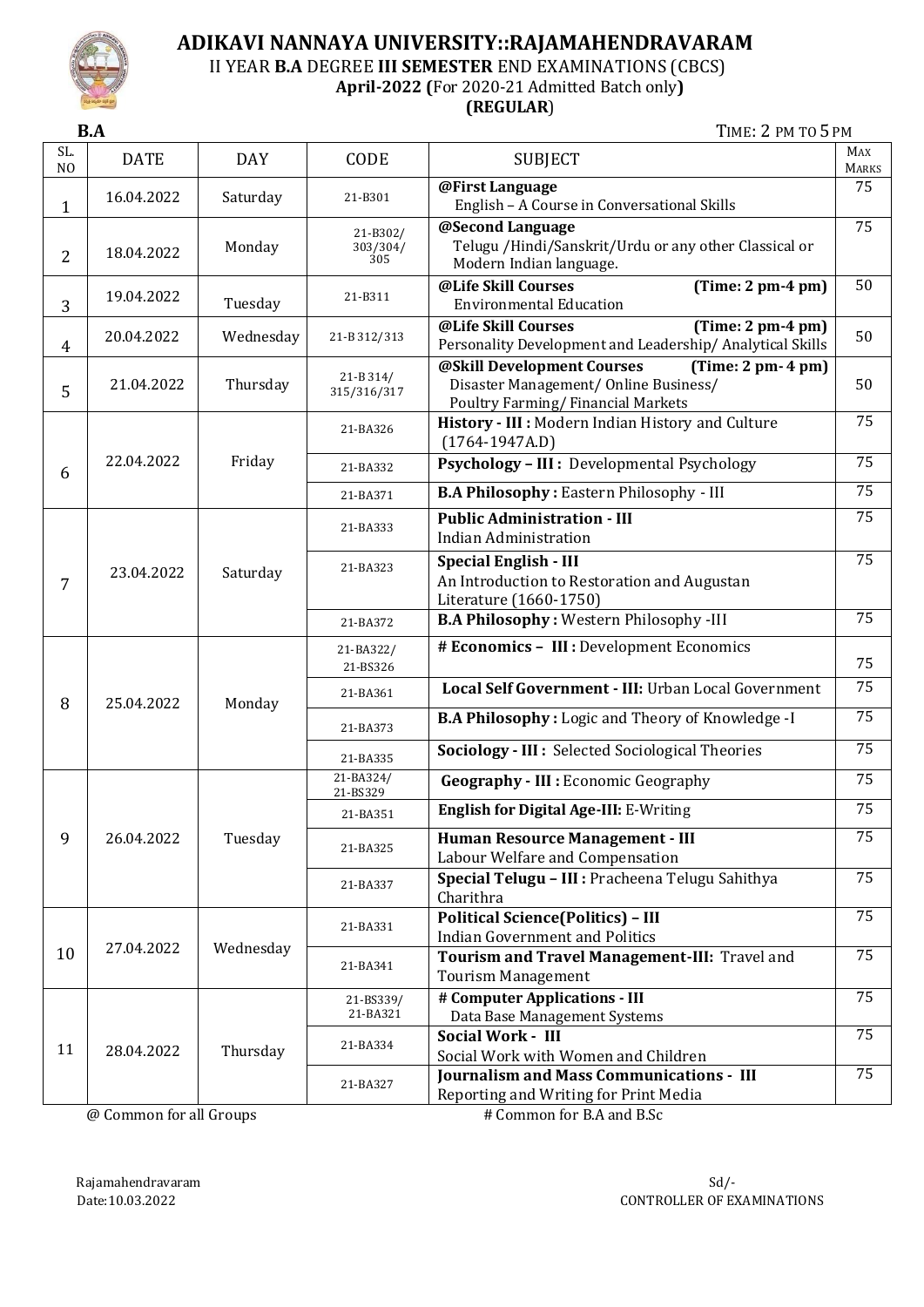# ADIKAVI NANNAYA UNIVERSITY::RAJAMAHENDRAVARAM

II YEAR **B.A** DEGREE **III SEMESTER** END EXAMINATIONS (CBCS)

**April-2022 (**For 2020-21 Admitted Batch only**)**

**(REGULAR)**

**B.A** TIME: 2 PM TO 5 PM

| SL. NO | DATE | DAY | CODE | SUBJECT | MAX MARKS |
|---|---|---|---|---|---|
| 1 | 16.04.2022 | Saturday | 21-B301 | **@First Language** English – A Course in Conversational Skills | 75 |
| 2 | 18.04.2022 | Monday | 21-B302/ 303/304/ 305 | **@Second Language** Telugu /Hindi/Sanskrit/Urdu or any other Classical or Modern Indian language. | 75 |
| 3 | 19.04.2022 | Tuesday | 21-B311 | **@Life Skill Courses (Time: 2 pm-4 pm)** Environmental Education | 50 |
| 4 | 20.04.2022 | Wednesday | 21-B 312/313 | **@Life Skill Courses (Time: 2 pm-4 pm)** Personality Development and Leadership/ Analytical Skills | 50 |
| 5 | 21.04.2022 | Thursday | 21-B 314/ 315/316/317 | **@Skill Development Courses (Time: 2 pm- 4 pm)** Disaster Management/ Online Business/ Poultry Farming/ Financial Markets | 50 |
| 6 | 22.04.2022 | Friday | 21-BA326 | **History - III :** Modern Indian History and Culture (1764-1947A.D) | 75 |
| | | | 21-BA332 | **Psychology – III :** Developmental Psychology | 75 |
| | | | 21-BA371 | **B.A Philosophy :** Eastern Philosophy - III | 75 |
| 7 | 23.04.2022 | Saturday | 21-BA333 | **Public Administration - III** Indian Administration | 75 |
| | | | 21-BA323 | **Special English - III** An Introduction to Restoration and Augustan Literature (1660-1750) | 75 |
| | | | 21-BA372 | **B.A Philosophy :** Western Philosophy -III | 75 |
| 8 | 25.04.2022 | Monday | 21-BA322/ 21-BS326 | **# Economics – III :** Development Economics | 75 |
| | | | 21-BA361 | **Local Self Government - III:** Urban Local Government | 75 |
| | | | 21-BA373 | **B.A Philosophy :** Logic and Theory of Knowledge -I | 75 |
| | | | 21-BA335 | **Sociology - III :** Selected Sociological Theories | 75 |
| 9 | 26.04.2022 | Tuesday | 21-BA324/ 21-BS329 | **Geography - III :** Economic Geography | 75 |
| | | | 21-BA351 | **English for Digital Age-III:** E-Writing | 75 |
| | | | 21-BA325 | **Human Resource Management - III** Labour Welfare and Compensation | 75 |
| | | | 21-BA337 | **Special Telugu – III :** Pracheena Telugu Sahithya Charithra | 75 |
| 10 | 27.04.2022 | Wednesday | 21-BA331 | **Political Science(Politics) – III** Indian Government and Politics | 75 |
| | | | 21-BA341 | **Tourism and Travel Management-III:** Travel and Tourism Management | 75 |
| 11 | 28.04.2022 | Thursday | 21-BS339/ 21-BA321 | **# Computer Applications - III** Data Base Management Systems | 75 |
| | | | 21-BA334 | **Social Work - III** Social Work with Women and Children | 75 |
| | | | 21-BA327 | **Journalism and Mass Communications - III** Reporting and Writing for Print Media | 75 |

@ Common for all Groups # Common for B.A and B.Sc

Rajamahendravaram
Date:10.03.2022

Sd/-
CONTROLLER OF EXAMINATIONS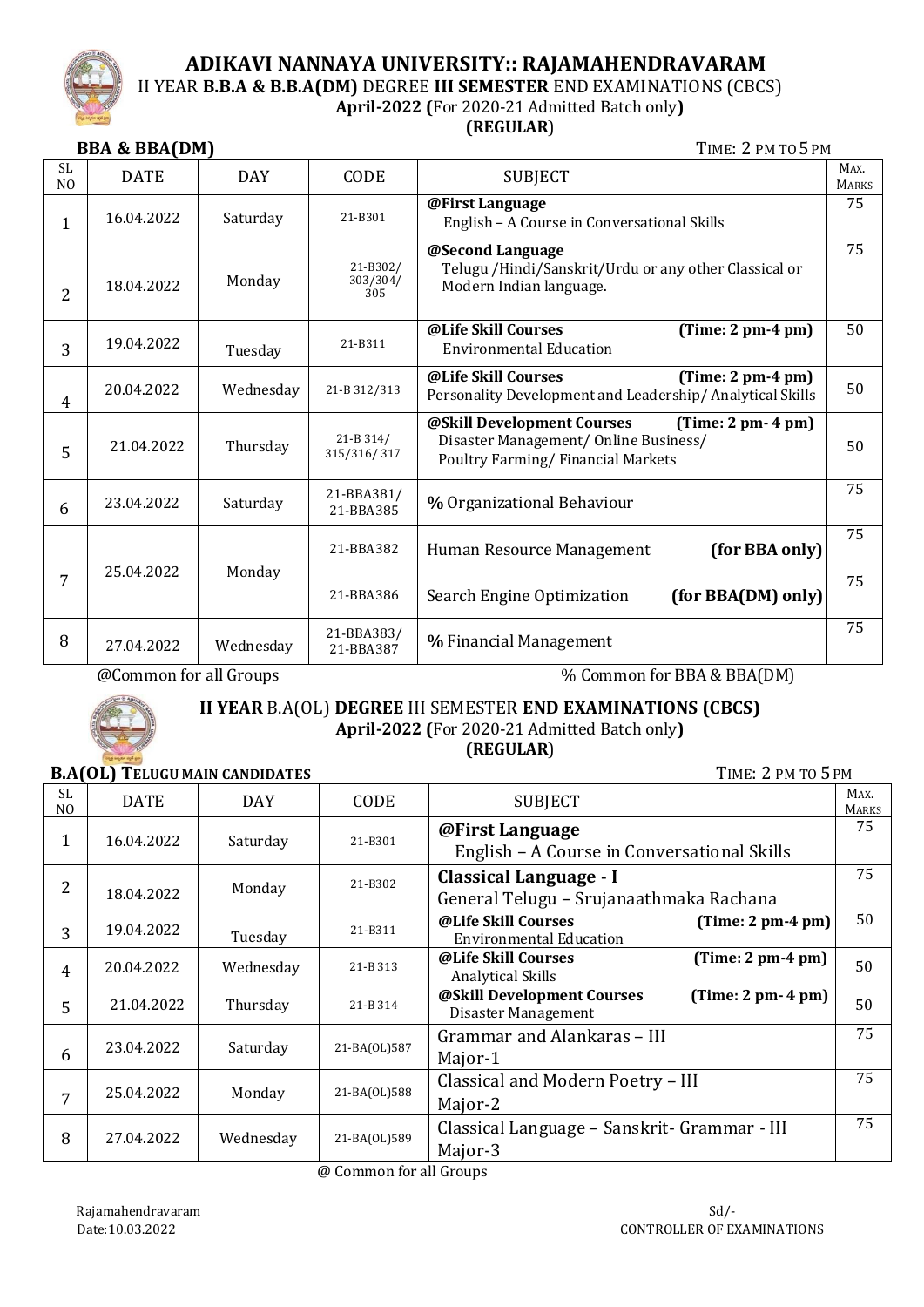# ADIKAVI NANNAYA UNIVERSITY:: RAJAMAHENDRAVARAM

II YEAR **B.B.A & B.B.A(DM)** DEGREE **III SEMESTER** END EXAMINATIONS (CBCS)

**April-2022 (**For 2020-21 Admitted Batch only**)**

**(REGULAR**)

**BBA & BBA(DM)** TIME: 2 PM TO 5 PM

| SL NO | DATE | DAY | CODE | SUBJECT | MAX. MARKS |
|---|---|---|---|---|---|
| 1 | 16.04.2022 | Saturday | 21-B301 | **@First Language** English – A Course in Conversational Skills | 75 |
| 2 | 18.04.2022 | Monday | 21-B302/ 303/304/ 305 | **@Second Language** Telugu /Hindi/Sanskrit/Urdu or any other Classical or Modern Indian language. | 75 |
| 3 | 19.04.2022 | Tuesday | 21-B311 | **@Life Skill Courses (Time: 2 pm-4 pm)** Environmental Education | 50 |
| 4 | 20.04.2022 | Wednesday | 21-B 312/313 | **@Life Skill Courses (Time: 2 pm-4 pm)** Personality Development and Leadership/ Analytical Skills | 50 |
| 5 | 21.04.2022 | Thursday | 21-B 314/ 315/316/ 317 | **@Skill Development Courses (Time: 2 pm- 4 pm)** Disaster Management/ Online Business/ Poultry Farming/ Financial Markets | 50 |
| 6 | 23.04.2022 | Saturday | 21-BBA381/ 21-BBA385 | **%** Organizational Behaviour | 75 |
| 7 | 25.04.2022 | Monday | 21-BBA382 | Human Resource Management **(for BBA only)** | 75 |
| | | | 21-BBA386 | Search Engine Optimization **(for BBA(DM) only)** | 75 |
| 8 | 27.04.2022 | Wednesday | 21-BBA383/ 21-BBA387 | **%** Financial Management | 75 |

@Common for all Groups % Common for BBA & BBA(DM)

## II YEAR B.A(OL) DEGREE III SEMESTER END EXAMINATIONS (CBCS)

**April-2022 (**For 2020-21 Admitted Batch only**)**

**(REGULAR**)

**B.A(OL) TELUGU MAIN CANDIDATES** TIME: 2 PM TO 5 PM

| SL NO | DATE | DAY | CODE | SUBJECT | MAX. MARKS |
|---|---|---|---|---|---|
| 1 | 16.04.2022 | Saturday | 21-B301 | **@First Language** English – A Course in Conversational Skills | 75 |
| 2 | 18.04.2022 | Monday | 21-B302 | **Classical Language - I** General Telugu – Srujanaathmaka Rachana | 75 |
| 3 | 19.04.2022 | Tuesday | 21-B311 | **@Life Skill Courses (Time: 2 pm-4 pm)** Environmental Education | 50 |
| 4 | 20.04.2022 | Wednesday | 21-B 313 | **@Life Skill Courses (Time: 2 pm-4 pm)** Analytical Skills | 50 |
| 5 | 21.04.2022 | Thursday | 21-B 314 | **@Skill Development Courses (Time: 2 pm- 4 pm)** Disaster Management | 50 |
| 6 | 23.04.2022 | Saturday | 21-BA(OL)587 | Grammar and Alankaras – III Major-1 | 75 |
| 7 | 25.04.2022 | Monday | 21-BA(OL)588 | Classical and Modern Poetry – III Major-2 | 75 |
| 8 | 27.04.2022 | Wednesday | 21-BA(OL)589 | Classical Language – Sanskrit- Grammar - III Major-3 | 75 |

@ Common for all Groups

Rajamahendravaram
Date:10.03.2022

Sd/-
CONTROLLER OF EXAMINATIONS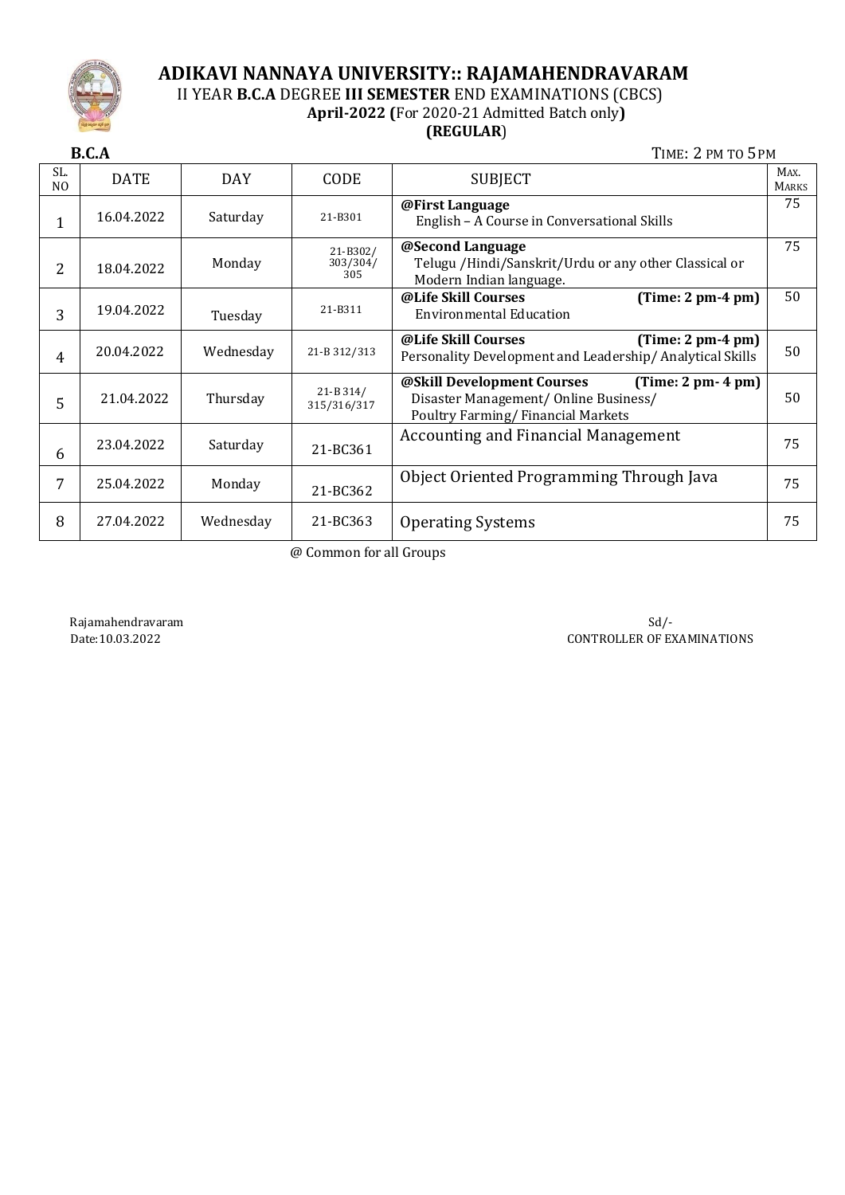# ADIKAVI NANNAYA UNIVERSITY:: RAJAMAHENDRAVARAM

II YEAR **B.C.A** DEGREE **III SEMESTER** END EXAMINATIONS (CBCS)

**April-2022 (**For 2020-21 Admitted Batch only**)**

**(REGULAR**)

**B.C.A** TIME: 2 PM TO 5 PM

| SL. NO | DATE | DAY | CODE | SUBJECT | MAX. MARKS |
|---|---|---|---|---|---|
| 1 | 16.04.2022 | Saturday | 21-B301 | **@First Language** English – A Course in Conversational Skills | 75 |
| 2 | 18.04.2022 | Monday | 21-B302/ 303/304/ 305 | **@Second Language** Telugu /Hindi/Sanskrit/Urdu or any other Classical or Modern Indian language. | 75 |
| 3 | 19.04.2022 | Tuesday | 21-B311 | **@Life Skill Courses** **(Time: 2 pm-4 pm)** Environmental Education | 50 |
| 4 | 20.04.2022 | Wednesday | 21-B 312/313 | **@Life Skill Courses** **(Time: 2 pm-4 pm)** Personality Development and Leadership/ Analytical Skills | 50 |
| 5 | 21.04.2022 | Thursday | 21-B 314/ 315/316/317 | **@Skill Development Courses** **(Time: 2 pm- 4 pm)** Disaster Management/ Online Business/ Poultry Farming/ Financial Markets | 50 |
| 6 | 23.04.2022 | Saturday | 21-BC361 | Accounting and Financial Management | 75 |
| 7 | 25.04.2022 | Monday | 21-BC362 | Object Oriented Programming Through Java | 75 |
| 8 | 27.04.2022 | Wednesday | 21-BC363 | Operating Systems | 75 |

@ Common for all Groups

Rajamahendravaram
Date:10.03.2022

Sd/-
CONTROLLER OF EXAMINATIONS